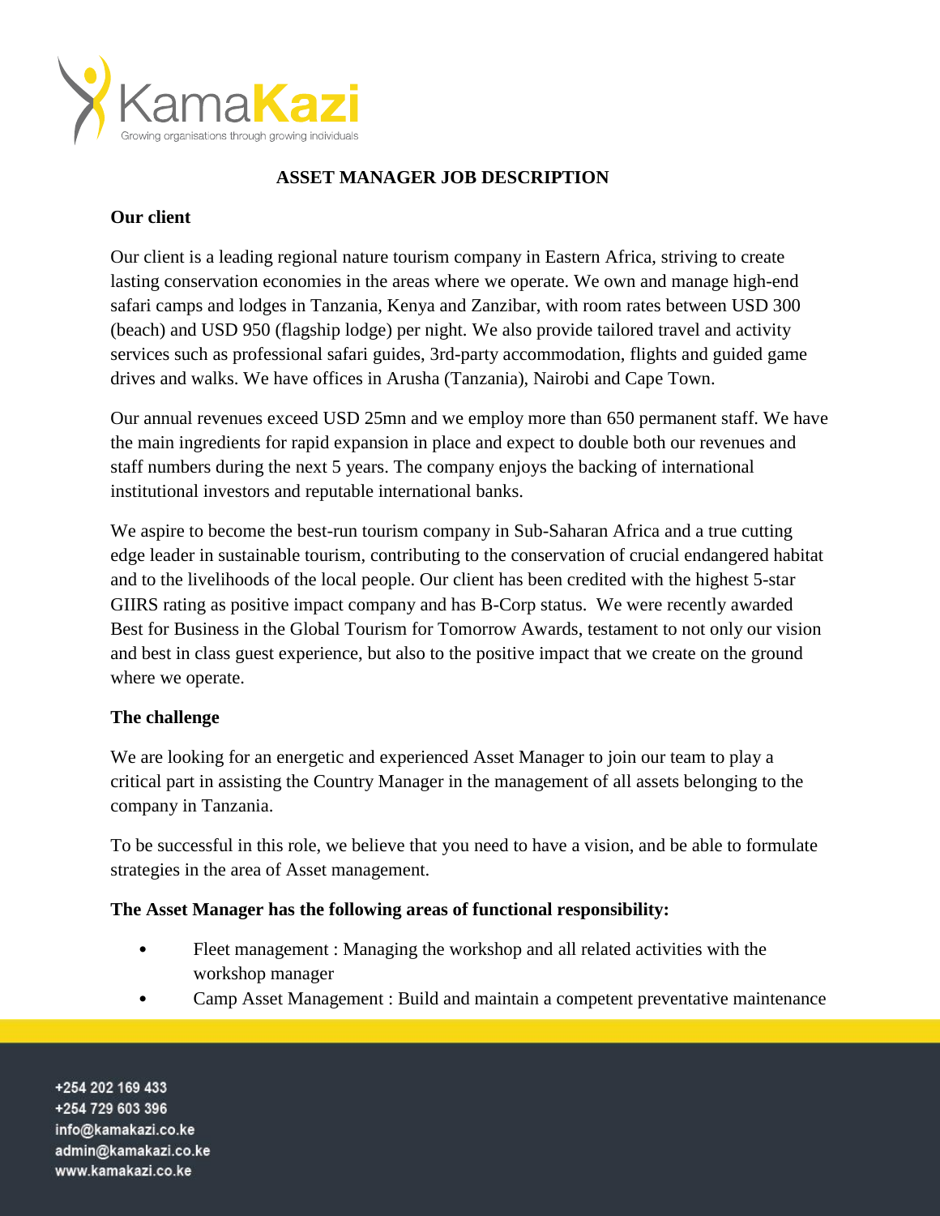# ASSET MANAGER JOB DESCRIPTION

**Our client**

Our client is a leading regional nature tourism company in Eastern Africa, striving to create lasting conservation economies in the areas where we operate. We own and manage high-end safari camps and lodges in Tanzania, Kenya and Zanzibar, with room rates between USD 300 (beach) and USD 950 (flagship lodge) per night. We also provide tailored travel and activity services such as professional safari guides, 3rd-party accommodation, flights and guided game drives and walks. We have offices in Arusha (Tanzania), Nairobi and Cape Town.

Our annual revenues exceed USD 25mn and we employ more than 650 permanent staff. We have the main ingredients for rapid expansion in place and expect to double both our revenues and staff numbers during the next 5 years. The company enjoys the backing of international institutional investors and reputable international banks.

We aspire to become the best-run tourism company in Sub-Saharan Africa and a true cutting edge leader in sustainable tourism, contributing to the conservation of crucial endangered habitat and to the livelihoods of the local people. Our client has been credited with the highest 5-star GIIRS rating as positive impact company and has B-Corp status. We were recently awarded Best for Business in the Global Tourism for Tomorrow Awards, testament to not only our vision and best in class guest experience, but also to the positive impact that we create on the ground where we operate.

**The challenge**

We are looking for an energetic and experienced Asset Manager to join our team to play a critical part in assisting the Country Manager in the management of all assets belonging to the company in Tanzania.

To be successful in this role, we believe that you need to have a vision, and be able to formulate strategies in the area of Asset management.

**The Asset Manager has the following areas of functional responsibility:**

- Fleet management : Managing the workshop and all related activities with the workshop manager
- Camp Asset Management : Build and maintain a competent preventative maintenance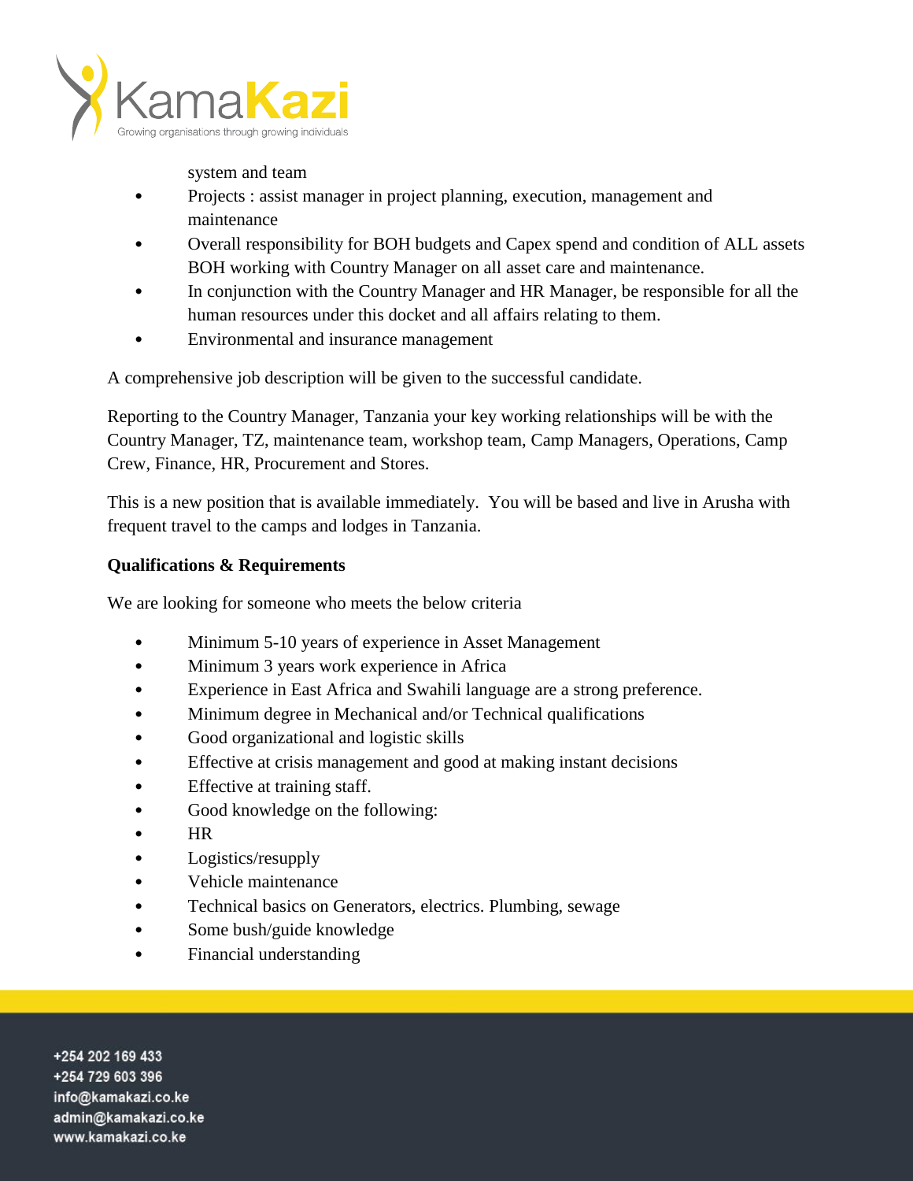system and team

- Projects : assist manager in project planning, execution, management and maintenance
- Overall responsibility for BOH budgets and Capex spend and condition of ALL assets BOH working with Country Manager on all asset care and maintenance.
- In conjunction with the Country Manager and HR Manager, be responsible for all the human resources under this docket and all affairs relating to them.
- Environmental and insurance management

A comprehensive job description will be given to the successful candidate.

Reporting to the Country Manager, Tanzania your key working relationships will be with the Country Manager, TZ, maintenance team, workshop team, Camp Managers, Operations, Camp Crew, Finance, HR, Procurement and Stores.

This is a new position that is available immediately. You will be based and live in Arusha with frequent travel to the camps and lodges in Tanzania.

**Qualifications & Requirements**

We are looking for someone who meets the below criteria

- Minimum 5-10 years of experience in Asset Management
- Minimum 3 years work experience in Africa
- Experience in East Africa and Swahili language are a strong preference.
- Minimum degree in Mechanical and/or Technical qualifications
- Good organizational and logistic skills
- Effective at crisis management and good at making instant decisions
- Effective at training staff.
- Good knowledge on the following:
- HR
- Logistics/resupply
- Vehicle maintenance
- Technical basics on Generators, electrics. Plumbing, sewage
- Some bush/guide knowledge
- Financial understanding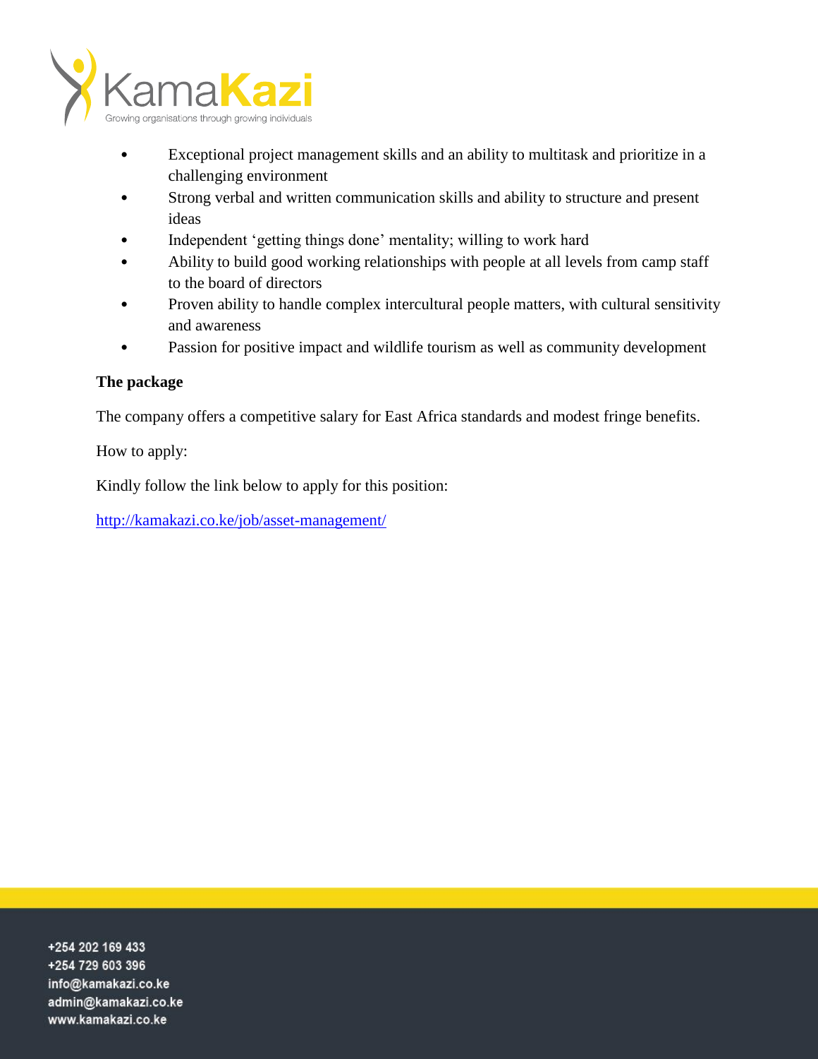- Exceptional project management skills and an ability to multitask and prioritize in a challenging environment
- Strong verbal and written communication skills and ability to structure and present ideas
- Independent 'getting things done' mentality; willing to work hard
- Ability to build good working relationships with people at all levels from camp staff to the board of directors
- Proven ability to handle complex intercultural people matters, with cultural sensitivity and awareness
- Passion for positive impact and wildlife tourism as well as community development

**The package**

The company offers a competitive salary for East Africa standards and modest fringe benefits.

How to apply:

Kindly follow the link below to apply for this position:

http://kamakazi.co.ke/job/asset-management/

+254 202 169 433
+254 729 603 396
info@kamakazi.co.ke
admin@kamakazi.co.ke
www.kamakazi.co.ke